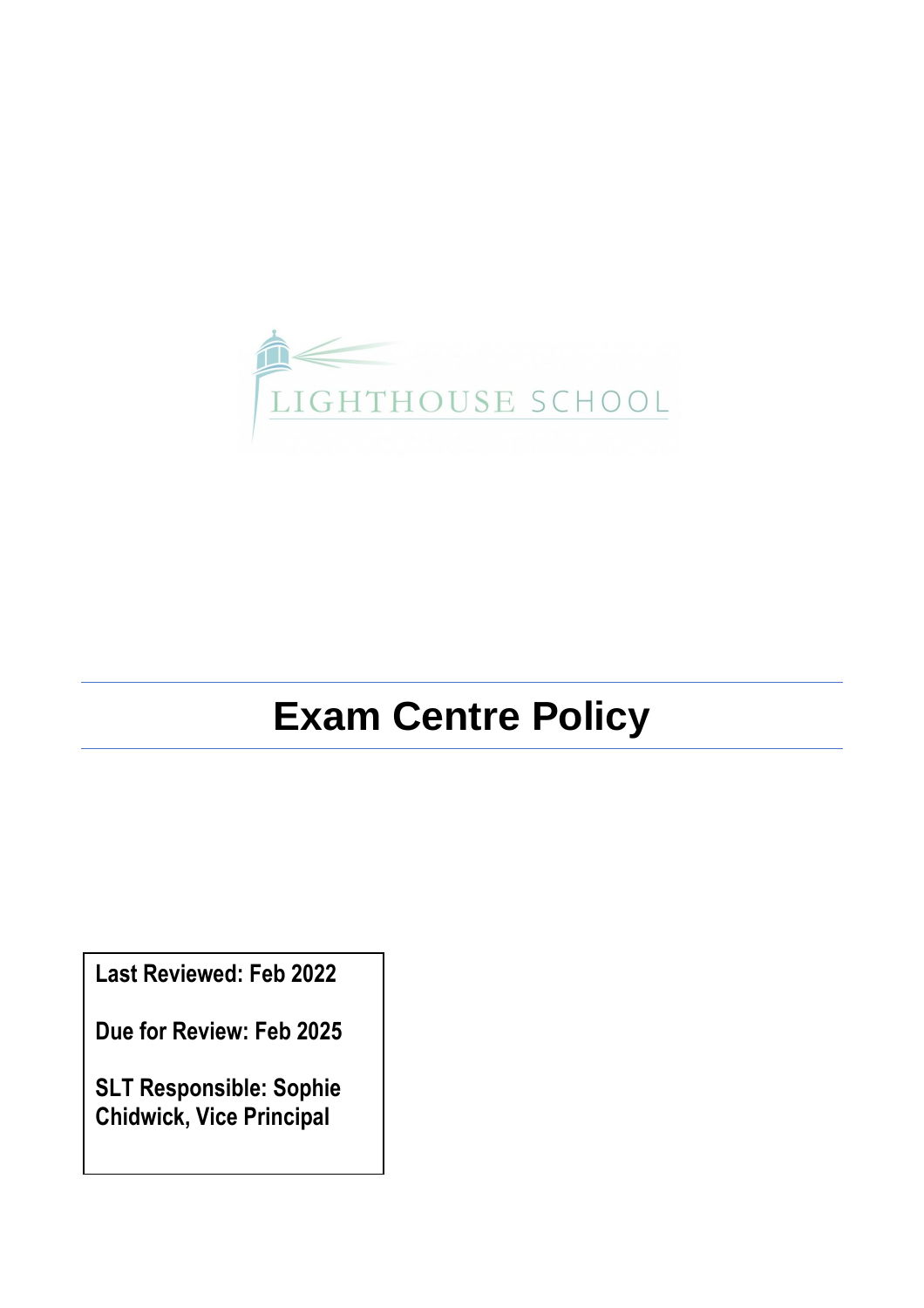LIGHTHOUSE SCHOOL

# Exam Centre Policy

**Last Reviewed: Feb 2022**

**Due for Review: Feb 2025**

**SLT Responsible: Sophie Chidwick, Vice Principal**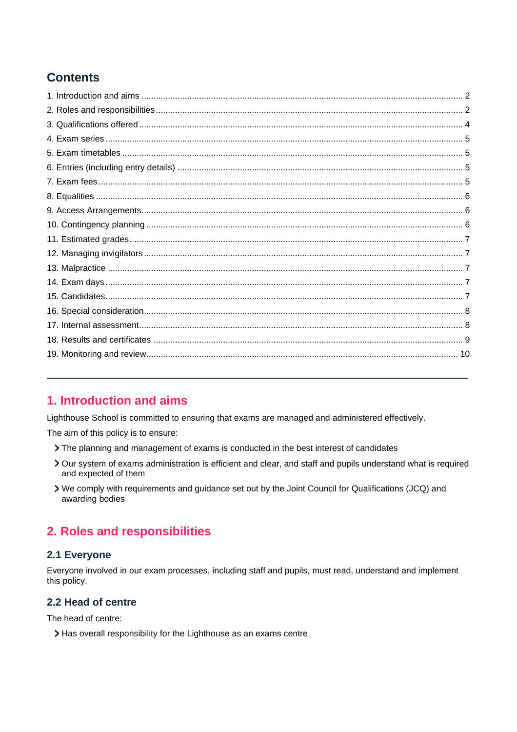## Contents

1. Introduction and aims ..... 2
2. Roles and responsibilities ..... 2
3. Qualifications offered ..... 4
4. Exam series ..... 5
5. Exam timetables ..... 5
6. Entries (including entry details) ..... 5
7. Exam fees ..... 5
8. Equalities ..... 6
9. Access Arrangements ..... 6
10. Contingency planning ..... 6
11. Estimated grades ..... 7
12. Managing invigilators ..... 7
13. Malpractice ..... 7
14. Exam days ..... 7
15. Candidates ..... 7
16. Special consideration ..... 8
17. Internal assessment ..... 8
18. Results and certificates ..... 9
19. Monitoring and review ..... 10

---

## 1. Introduction and aims

Lighthouse School is committed to ensuring that exams are managed and administered effectively.

The aim of this policy is to ensure:

- The planning and management of exams is conducted in the best interest of candidates
- Our system of exams administration is efficient and clear, and staff and pupils understand what is required and expected of them
- We comply with requirements and guidance set out by the Joint Council for Qualifications (JCQ) and awarding bodies

## 2. Roles and responsibilities

### 2.1 Everyone

Everyone involved in our exam processes, including staff and pupils, must read, understand and implement this policy.

### 2.2 Head of centre

The head of centre:

- Has overall responsibility for the Lighthouse as an exams centre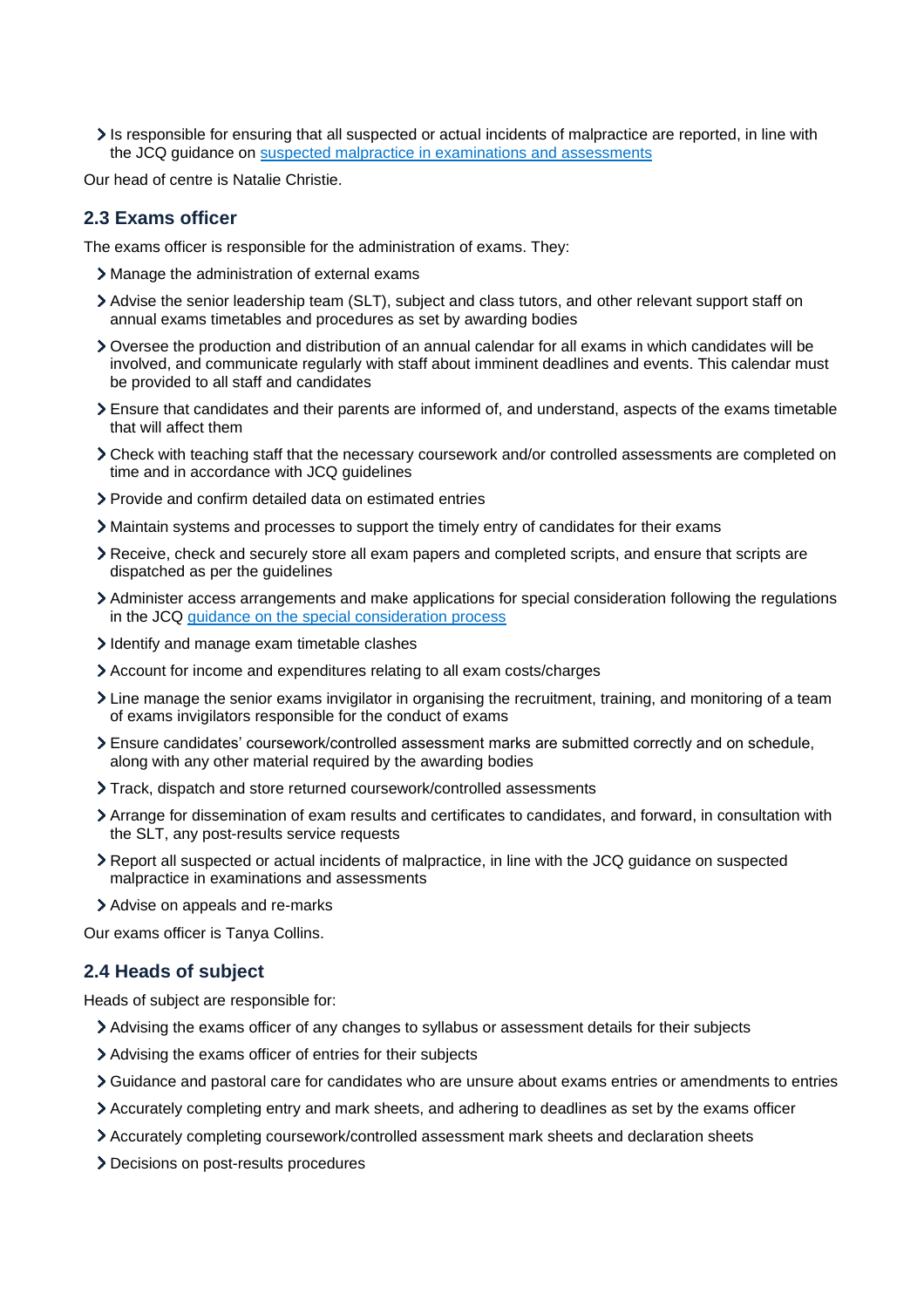- Is responsible for ensuring that all suspected or actual incidents of malpractice are reported, in line with the JCQ guidance on [suspected malpractice in examinations and assessments]

Our head of centre is Natalie Christie.

### 2.3 Exams officer

The exams officer is responsible for the administration of exams. They:

- Manage the administration of external exams
- Advise the senior leadership team (SLT), subject and class tutors, and other relevant support staff on annual exams timetables and procedures as set by awarding bodies
- Oversee the production and distribution of an annual calendar for all exams in which candidates will be involved, and communicate regularly with staff about imminent deadlines and events. This calendar must be provided to all staff and candidates
- Ensure that candidates and their parents are informed of, and understand, aspects of the exams timetable that will affect them
- Check with teaching staff that the necessary coursework and/or controlled assessments are completed on time and in accordance with JCQ guidelines
- Provide and confirm detailed data on estimated entries
- Maintain systems and processes to support the timely entry of candidates for their exams
- Receive, check and securely store all exam papers and completed scripts, and ensure that scripts are dispatched as per the guidelines
- Administer access arrangements and make applications for special consideration following the regulations in the JCQ [guidance on the special consideration process]
- Identify and manage exam timetable clashes
- Account for income and expenditures relating to all exam costs/charges
- Line manage the senior exams invigilator in organising the recruitment, training, and monitoring of a team of exams invigilators responsible for the conduct of exams
- Ensure candidates' coursework/controlled assessment marks are submitted correctly and on schedule, along with any other material required by the awarding bodies
- Track, dispatch and store returned coursework/controlled assessments
- Arrange for dissemination of exam results and certificates to candidates, and forward, in consultation with the SLT, any post-results service requests
- Report all suspected or actual incidents of malpractice, in line with the JCQ guidance on suspected malpractice in examinations and assessments
- Advise on appeals and re-marks

Our exams officer is Tanya Collins.

### 2.4 Heads of subject

Heads of subject are responsible for:

- Advising the exams officer of any changes to syllabus or assessment details for their subjects
- Advising the exams officer of entries for their subjects
- Guidance and pastoral care for candidates who are unsure about exams entries or amendments to entries
- Accurately completing entry and mark sheets, and adhering to deadlines as set by the exams officer
- Accurately completing coursework/controlled assessment mark sheets and declaration sheets
- Decisions on post-results procedures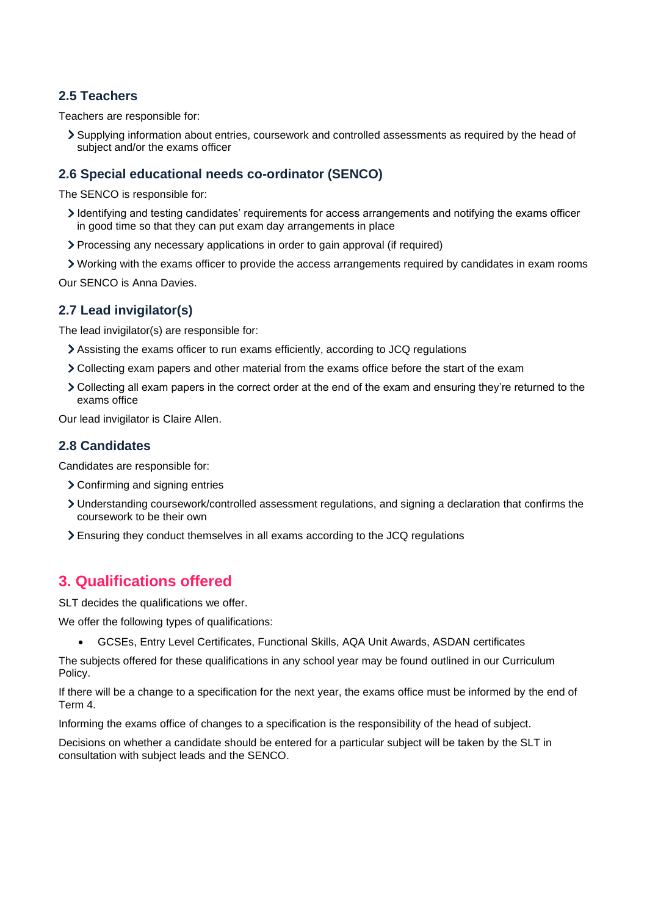### 2.5 Teachers

Teachers are responsible for:

- Supplying information about entries, coursework and controlled assessments as required by the head of subject and/or the exams officer

### 2.6 Special educational needs co-ordinator (SENCO)

The SENCO is responsible for:

- Identifying and testing candidates' requirements for access arrangements and notifying the exams officer in good time so that they can put exam day arrangements in place
- Processing any necessary applications in order to gain approval (if required)
- Working with the exams officer to provide the access arrangements required by candidates in exam rooms

Our SENCO is Anna Davies.

### 2.7 Lead invigilator(s)

The lead invigilator(s) are responsible for:

- Assisting the exams officer to run exams efficiently, according to JCQ regulations
- Collecting exam papers and other material from the exams office before the start of the exam
- Collecting all exam papers in the correct order at the end of the exam and ensuring they're returned to the exams office

Our lead invigilator is Claire Allen.

### 2.8 Candidates

Candidates are responsible for:

- Confirming and signing entries
- Understanding coursework/controlled assessment regulations, and signing a declaration that confirms the coursework to be their own
- Ensuring they conduct themselves in all exams according to the JCQ regulations

## 3. Qualifications offered

SLT decides the qualifications we offer.

We offer the following types of qualifications:

- GCSEs, Entry Level Certificates, Functional Skills, AQA Unit Awards, ASDAN certificates

The subjects offered for these qualifications in any school year may be found outlined in our Curriculum Policy.

If there will be a change to a specification for the next year, the exams office must be informed by the end of Term 4.

Informing the exams office of changes to a specification is the responsibility of the head of subject.

Decisions on whether a candidate should be entered for a particular subject will be taken by the SLT in consultation with subject leads and the SENCO.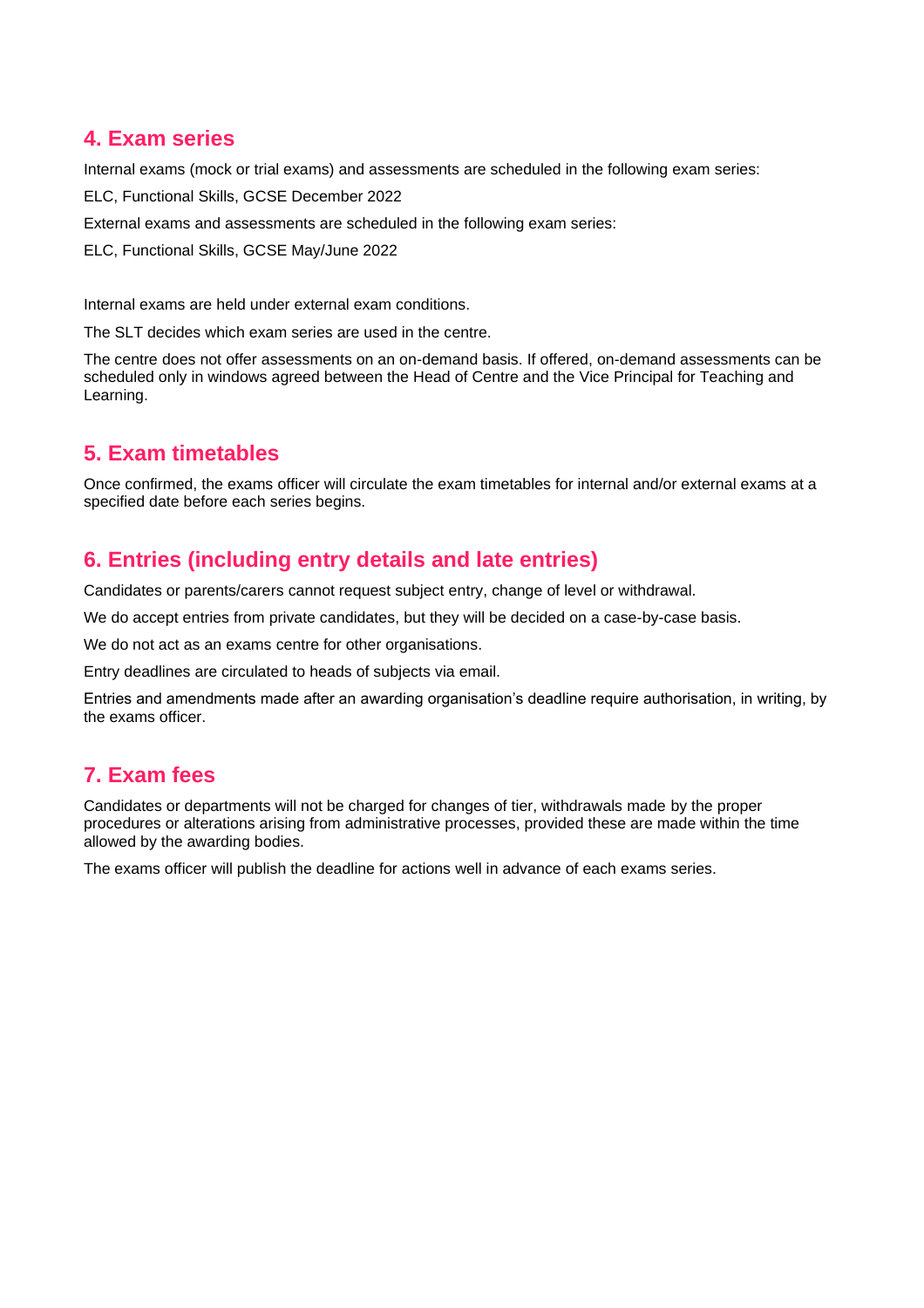## 4. Exam series

Internal exams (mock or trial exams) and assessments are scheduled in the following exam series:

ELC, Functional Skills, GCSE December 2022

External exams and assessments are scheduled in the following exam series:

ELC, Functional Skills, GCSE May/June 2022

Internal exams are held under external exam conditions.

The SLT decides which exam series are used in the centre.

The centre does not offer assessments on an on-demand basis. If offered, on-demand assessments can be scheduled only in windows agreed between the Head of Centre and the Vice Principal for Teaching and Learning.

## 5. Exam timetables

Once confirmed, the exams officer will circulate the exam timetables for internal and/or external exams at a specified date before each series begins.

## 6. Entries (including entry details and late entries)

Candidates or parents/carers cannot request subject entry, change of level or withdrawal.

We do accept entries from private candidates, but they will be decided on a case-by-case basis.

We do not act as an exams centre for other organisations.

Entry deadlines are circulated to heads of subjects via email.

Entries and amendments made after an awarding organisation's deadline require authorisation, in writing, by the exams officer.

## 7. Exam fees

Candidates or departments will not be charged for changes of tier, withdrawals made by the proper procedures or alterations arising from administrative processes, provided these are made within the time allowed by the awarding bodies.

The exams officer will publish the deadline for actions well in advance of each exams series.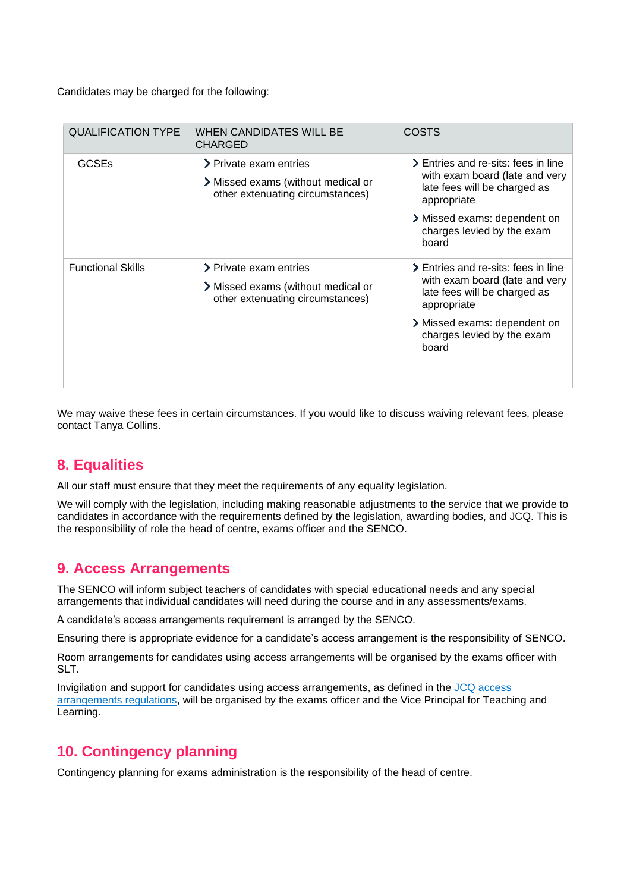Candidates may be charged for the following:

| QUALIFICATION TYPE | WHEN CANDIDATES WILL BE CHARGED | COSTS |
|---|---|---|
| GCSEs | Private exam entries<br>Missed exams (without medical or other extenuating circumstances) | Entries and re-sits: fees in line with exam board (late and very late fees will be charged as appropriate<br>Missed exams: dependent on charges levied by the exam board |
| Functional Skills | Private exam entries<br>Missed exams (without medical or other extenuating circumstances) | Entries and re-sits: fees in line with exam board (late and very late fees will be charged as appropriate<br>Missed exams: dependent on charges levied by the exam board |
| | | |

We may waive these fees in certain circumstances. If you would like to discuss waiving relevant fees, please contact Tanya Collins.

## 8. Equalities

All our staff must ensure that they meet the requirements of any equality legislation.

We will comply with the legislation, including making reasonable adjustments to the service that we provide to candidates in accordance with the requirements defined by the legislation, awarding bodies, and JCQ. This is the responsibility of role the head of centre, exams officer and the SENCO.

## 9. Access Arrangements

The SENCO will inform subject teachers of candidates with special educational needs and any special arrangements that individual candidates will need during the course and in any assessments/exams.

A candidate's access arrangements requirement is arranged by the SENCO.

Ensuring there is appropriate evidence for a candidate's access arrangement is the responsibility of SENCO.

Room arrangements for candidates using access arrangements will be organised by the exams officer with SLT.

Invigilation and support for candidates using access arrangements, as defined in the JCQ access arrangements regulations, will be organised by the exams officer and the Vice Principal for Teaching and Learning.

## 10. Contingency planning

Contingency planning for exams administration is the responsibility of the head of centre.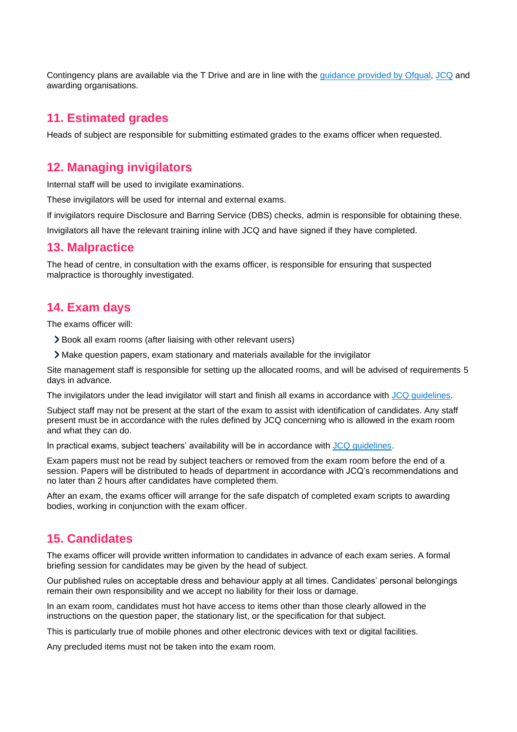Contingency plans are available via the T Drive and are in line with the [guidance provided by Ofqual](), [JCQ]() and awarding organisations.

## 11. Estimated grades

Heads of subject are responsible for submitting estimated grades to the exams officer when requested.

## 12. Managing invigilators

Internal staff will be used to invigilate examinations.

These invigilators will be used for internal and external exams.

If invigilators require Disclosure and Barring Service (DBS) checks, admin is responsible for obtaining these.

Invigilators all have the relevant training inline with JCQ and have signed if they have completed.

## 13. Malpractice

The head of centre, in consultation with the exams officer, is responsible for ensuring that suspected malpractice is thoroughly investigated.

## 14. Exam days

The exams officer will:

- Book all exam rooms (after liaising with other relevant users)
- Make question papers, exam stationary and materials available for the invigilator

Site management staff is responsible for setting up the allocated rooms, and will be advised of requirements 5 days in advance.

The invigilators under the lead invigilator will start and finish all exams in accordance with [JCQ guidelines]().

Subject staff may not be present at the start of the exam to assist with identification of candidates. Any staff present must be in accordance with the rules defined by JCQ concerning who is allowed in the exam room and what they can do.

In practical exams, subject teachers' availability will be in accordance with [JCQ guidelines]().

Exam papers must not be read by subject teachers or removed from the exam room before the end of a session. Papers will be distributed to heads of department in accordance with JCQ's recommendations and no later than 2 hours after candidates have completed them.

After an exam, the exams officer will arrange for the safe dispatch of completed exam scripts to awarding bodies, working in conjunction with the exam officer.

## 15. Candidates

The exams officer will provide written information to candidates in advance of each exam series. A formal briefing session for candidates may be given by the head of subject.

Our published rules on acceptable dress and behaviour apply at all times. Candidates' personal belongings remain their own responsibility and we accept no liability for their loss or damage.

In an exam room, candidates must hot have access to items other than those clearly allowed in the instructions on the question paper, the stationary list, or the specification for that subject.

This is particularly true of mobile phones and other electronic devices with text or digital facilities.

Any precluded items must not be taken into the exam room.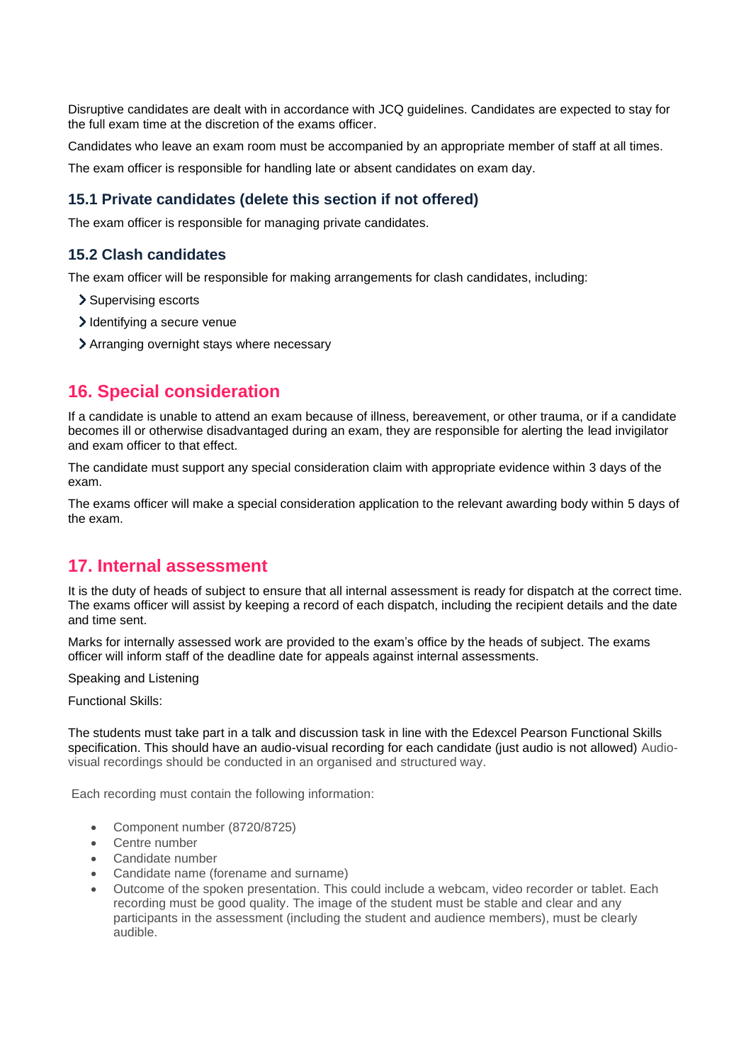Disruptive candidates are dealt with in accordance with JCQ guidelines. Candidates are expected to stay for the full exam time at the discretion of the exams officer.

Candidates who leave an exam room must be accompanied by an appropriate member of staff at all times.

The exam officer is responsible for handling late or absent candidates on exam day.

### 15.1 Private candidates (delete this section if not offered)

The exam officer is responsible for managing private candidates.

### 15.2 Clash candidates

The exam officer will be responsible for making arrangements for clash candidates, including:

- Supervising escorts
- Identifying a secure venue
- Arranging overnight stays where necessary

## 16. Special consideration

If a candidate is unable to attend an exam because of illness, bereavement, or other trauma, or if a candidate becomes ill or otherwise disadvantaged during an exam, they are responsible for alerting the lead invigilator and exam officer to that effect.

The candidate must support any special consideration claim with appropriate evidence within 3 days of the exam.

The exams officer will make a special consideration application to the relevant awarding body within 5 days of the exam.

## 17. Internal assessment

It is the duty of heads of subject to ensure that all internal assessment is ready for dispatch at the correct time. The exams officer will assist by keeping a record of each dispatch, including the recipient details and the date and time sent.

Marks for internally assessed work are provided to the exam's office by the heads of subject. The exams officer will inform staff of the deadline date for appeals against internal assessments.

Speaking and Listening

Functional Skills:

The students must take part in a talk and discussion task in line with the Edexcel Pearson Functional Skills specification. This should have an audio-visual recording for each candidate (just audio is not allowed) Audio-visual recordings should be conducted in an organised and structured way.

Each recording must contain the following information:

- Component number (8720/8725)
- Centre number
- Candidate number
- Candidate name (forename and surname)
- Outcome of the spoken presentation. This could include a webcam, video recorder or tablet. Each recording must be good quality. The image of the student must be stable and clear and any participants in the assessment (including the student and audience members), must be clearly audible.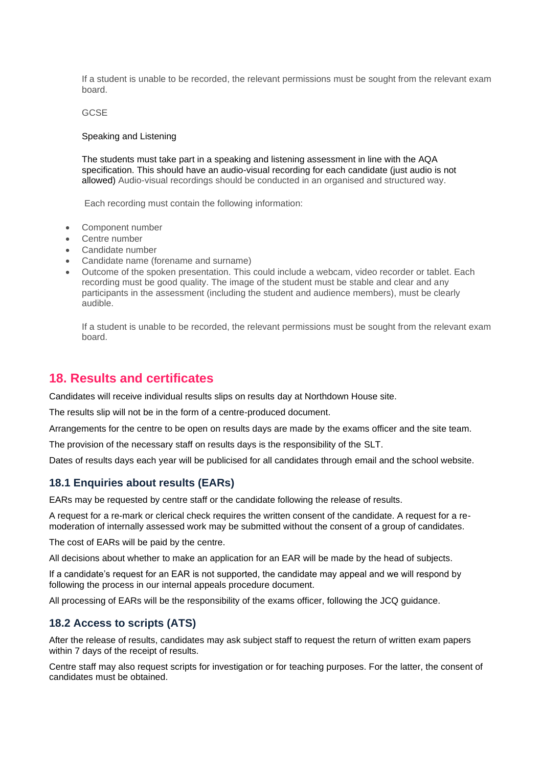If a student is unable to be recorded, the relevant permissions must be sought from the relevant exam board.

GCSE

Speaking and Listening

The students must take part in a speaking and listening assessment in line with the AQA specification. This should have an audio-visual recording for each candidate (just audio is not allowed) Audio-visual recordings should be conducted in an organised and structured way.

Each recording must contain the following information:

- Component number
- Centre number
- Candidate number
- Candidate name (forename and surname)
- Outcome of the spoken presentation. This could include a webcam, video recorder or tablet. Each recording must be good quality. The image of the student must be stable and clear and any participants in the assessment (including the student and audience members), must be clearly audible.

If a student is unable to be recorded, the relevant permissions must be sought from the relevant exam board.

## 18. Results and certificates

Candidates will receive individual results slips on results day at Northdown House site.

The results slip will not be in the form of a centre-produced document.

Arrangements for the centre to be open on results days are made by the exams officer and the site team.

The provision of the necessary staff on results days is the responsibility of the SLT.

Dates of results days each year will be publicised for all candidates through email and the school website.

### 18.1 Enquiries about results (EARs)

EARs may be requested by centre staff or the candidate following the release of results.

A request for a re-mark or clerical check requires the written consent of the candidate. A request for a re-moderation of internally assessed work may be submitted without the consent of a group of candidates.

The cost of EARs will be paid by the centre.

All decisions about whether to make an application for an EAR will be made by the head of subjects.

If a candidate's request for an EAR is not supported, the candidate may appeal and we will respond by following the process in our internal appeals procedure document.

All processing of EARs will be the responsibility of the exams officer, following the JCQ guidance.

### 18.2 Access to scripts (ATS)

After the release of results, candidates may ask subject staff to request the return of written exam papers within 7 days of the receipt of results.

Centre staff may also request scripts for investigation or for teaching purposes. For the latter, the consent of candidates must be obtained.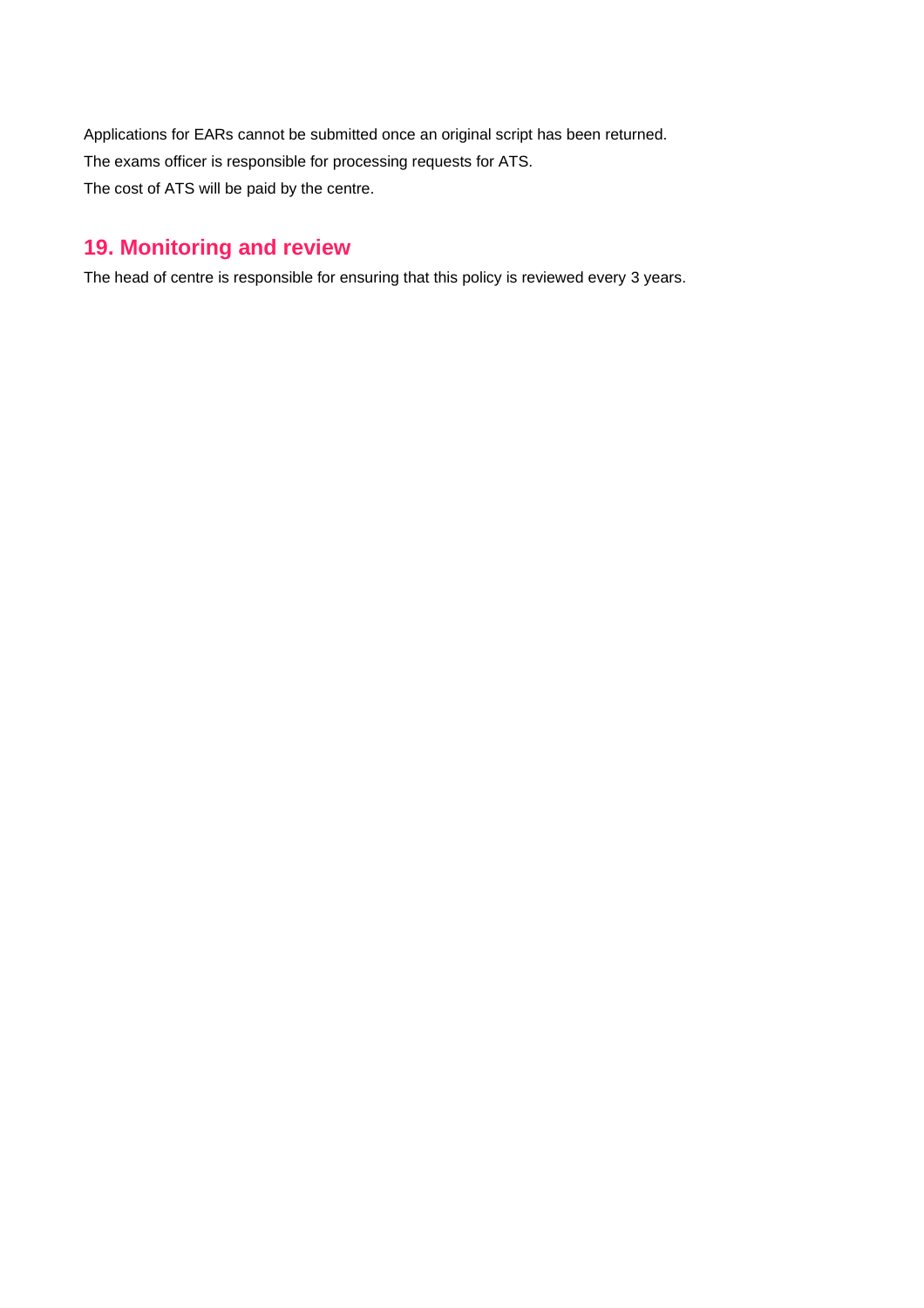Applications for EARs cannot be submitted once an original script has been returned.

The exams officer is responsible for processing requests for ATS.

The cost of ATS will be paid by the centre.

## 19. Monitoring and review

The head of centre is responsible for ensuring that this policy is reviewed every 3 years.